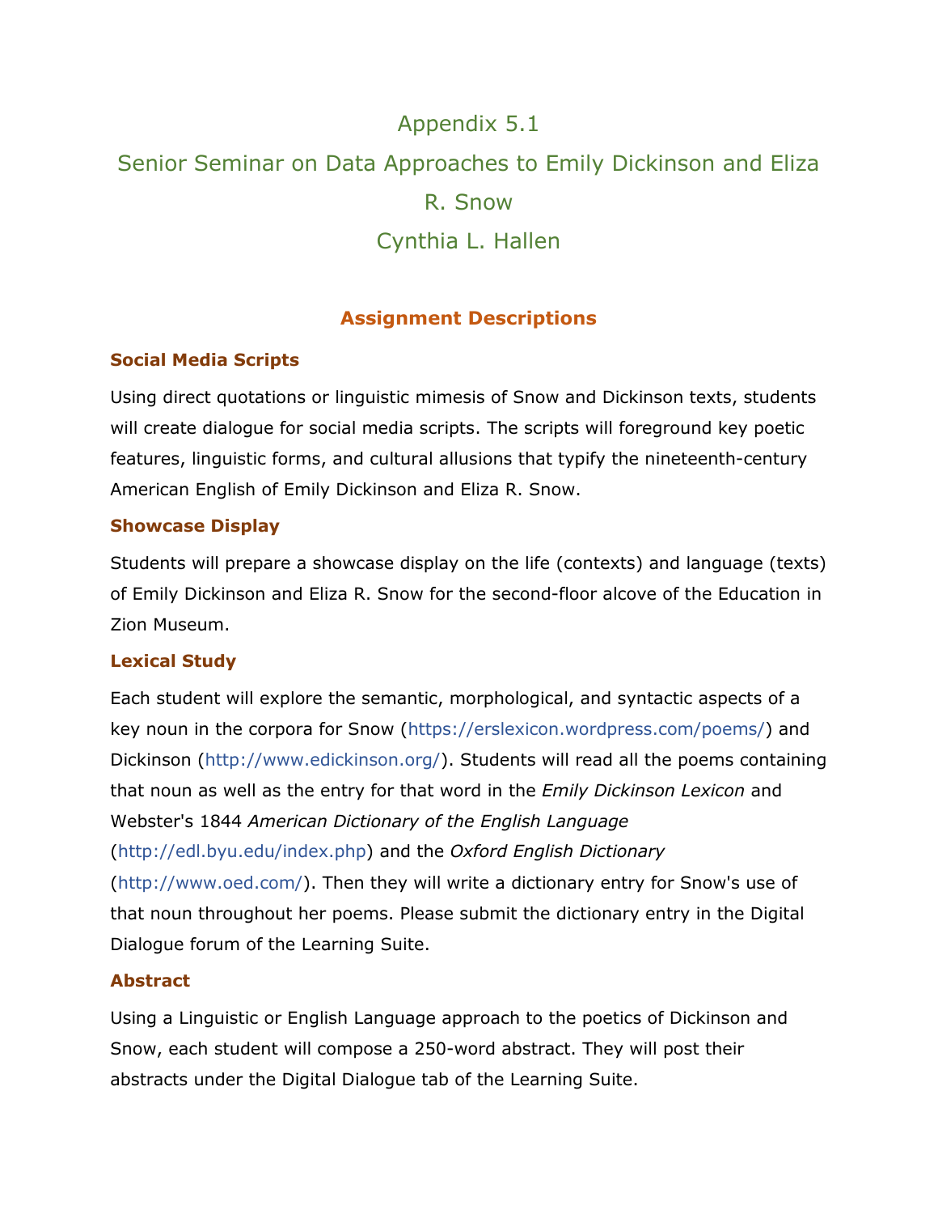# Appendix 5.1

# Senior Seminar on Data Approaches to Emily Dickinson and Eliza R. Snow

# Cynthia L. Hallen

## Assignment Descriptions

### Social Media Scripts

Using direct quotations or linguistic mimesis of Snow and Dickinson texts, students will create dialogue for social media scripts. The scripts will foreground key poetic features, linguistic forms, and cultural allusions that typify the nineteenth-century American English of Emily Dickinson and Eliza R. Snow.

### Showcase Display

Students will prepare a showcase display on the life (contexts) and language (texts) of Emily Dickinson and Eliza R. Snow for the second-floor alcove of the Education in Zion Museum.

### Lexical Study

Each student will explore the semantic, morphological, and syntactic aspects of a key noun in the corpora for Snow (https://erslexicon.wordpress.com/poems/) and Dickinson (http://www.edickinson.org/). Students will read all the poems containing that noun as well as the entry for that word in the *Emily Dickinson Lexicon* and Webster's 1844 *American Dictionary of the English Language* (http://edl.byu.edu/index.php) and the *Oxford English Dictionary* (http://www.oed.com/). Then they will write a dictionary entry for Snow's use of that noun throughout her poems. Please submit the dictionary entry in the Digital Dialogue forum of the Learning Suite.

### Abstract

Using a Linguistic or English Language approach to the poetics of Dickinson and Snow, each student will compose a 250-word abstract. They will post their abstracts under the Digital Dialogue tab of the Learning Suite.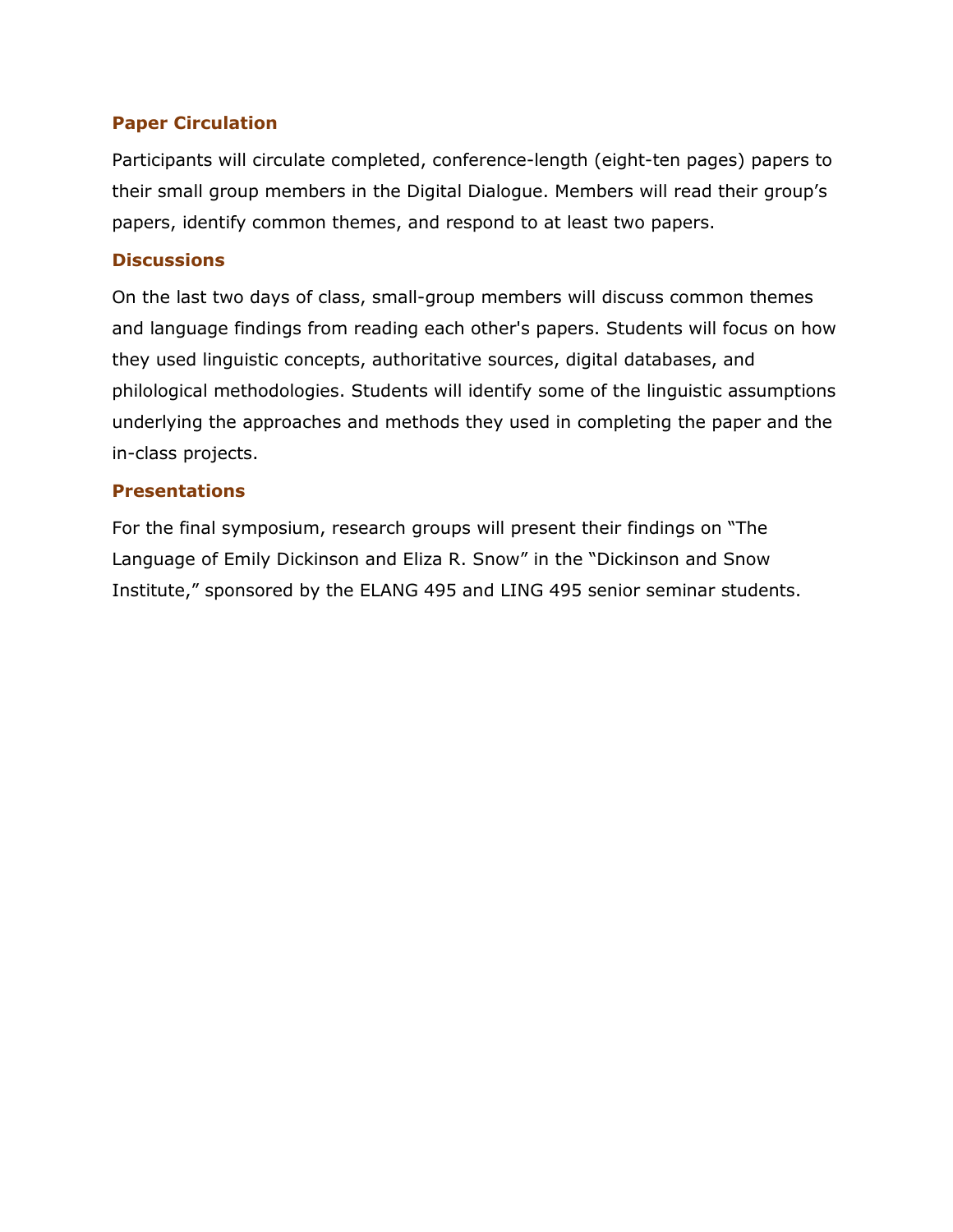### Paper Circulation

Participants will circulate completed, conference-length (eight-ten pages) papers to their small group members in the Digital Dialogue. Members will read their group's papers, identify common themes, and respond to at least two papers.

### Discussions

On the last two days of class, small-group members will discuss common themes and language findings from reading each other's papers. Students will focus on how they used linguistic concepts, authoritative sources, digital databases, and philological methodologies. Students will identify some of the linguistic assumptions underlying the approaches and methods they used in completing the paper and the in-class projects.

### Presentations

For the final symposium, research groups will present their findings on "The Language of Emily Dickinson and Eliza R. Snow" in the "Dickinson and Snow Institute," sponsored by the ELANG 495 and LING 495 senior seminar students.